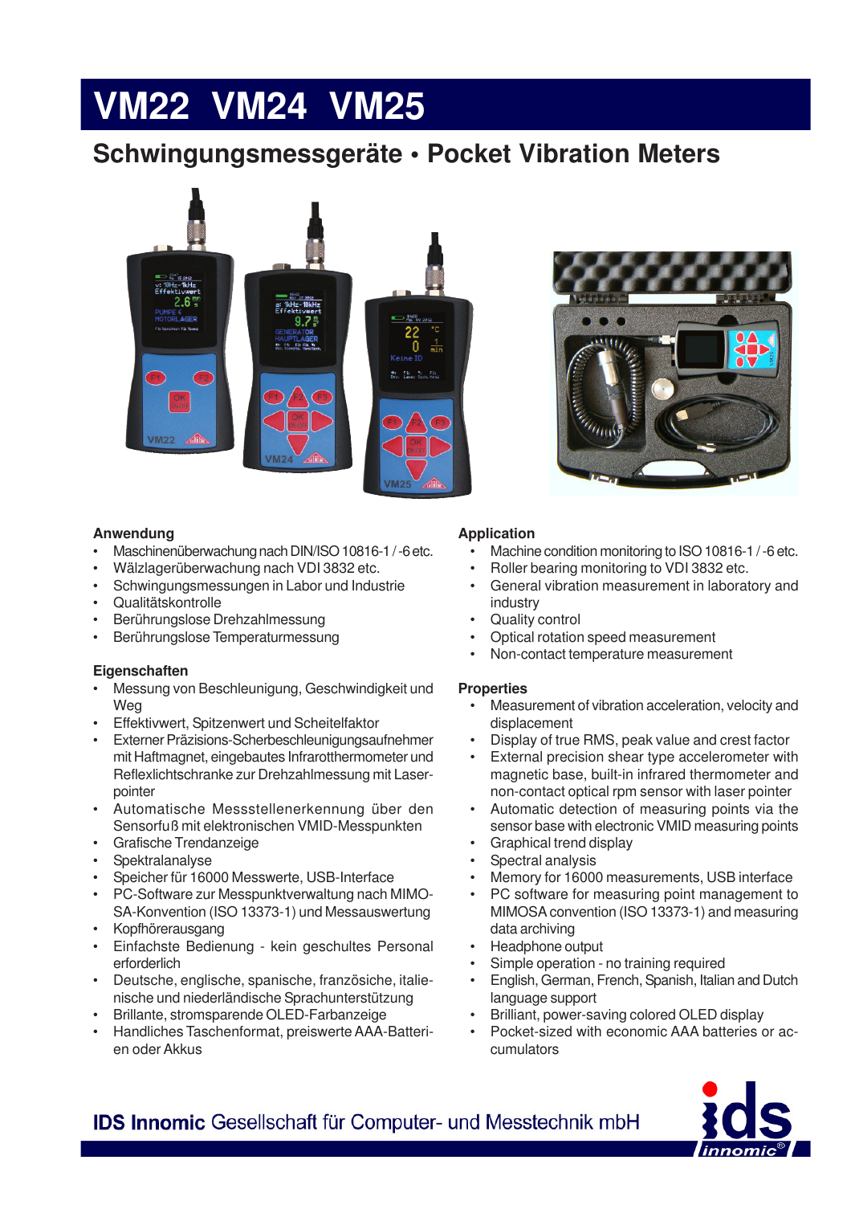# VM22 VM24 VM25

## Schwingungsmessgeräte • Pocket Vibration Meters

### Anwendung

- Maschinenüberwachung nach DIN/ISO 10816-1 / -6 etc.
- Wälzlagerüberwachung nach VDI 3832 etc.
- Schwingungsmessungen in Labor und Industrie
- Qualitätskontrolle
- Berührungslose Drehzahlmessung
- Berührungslose Temperaturmessung

### Eigenschaften

- Messung von Beschleunigung, Geschwindigkeit und Weg
- Effektivwert, Spitzenwert und Scheitelfaktor
- Externer Präzisions-Scherbeschleunigungsaufnehmer mit Haftmagnet, eingebautes Infrarotthermometer und Reflexlichtschranke zur Drehzahlmessung mit Laserpointer
- Automatische Messstellenerkennung über den Sensorfuß mit elektronischen VMID-Messpunkten
- Grafische Trendanzeige
- Spektralanalyse
- Speicher für 16000 Messwerte, USB-Interface
- PC-Software zur Messpunktverwaltung nach MIMOSA-Konvention (ISO 13373-1) und Messauswertung
- Kopfhörerausgang
- Einfachste Bedienung - kein geschultes Personal erforderlich
- Deutsche, englische, spanische, französische, italienische und niederländische Sprachunterstützung
- Brillante, stromsparende OLED-Farbanzeige
- Handliches Taschenformat, preiswerte AAA-Batterien oder Akkus

### Application

- Machine condition monitoring to ISO 10816-1 / -6 etc.
- Roller bearing monitoring to VDI 3832 etc.
- General vibration measurement in laboratory and industry
- Quality control
- Optical rotation speed measurement
- Non-contact temperature measurement

### Properties

- Measurement of vibration acceleration, velocity and displacement
- Display of true RMS, peak value and crest factor
- External precision shear type accelerometer with magnetic base, built-in infrared thermometer and non-contact optical rpm sensor with laser pointer
- Automatic detection of measuring points via the sensor base with electronic VMID measuring points
- Graphical trend display
- Spectral analysis
- Memory for 16000 measurements, USB interface
- PC software for measuring point management to MIMOSA convention (ISO 13373-1) and measuring data archiving
- Headphone output
- Simple operation - no training required
- English, German, French, Spanish, Italian and Dutch language support
- Brilliant, power-saving colored OLED display
- Pocket-sized with economic AAA batteries or accumulators

**IDS Innomic** Gesellschaft für Computer- und Messtechnik mbH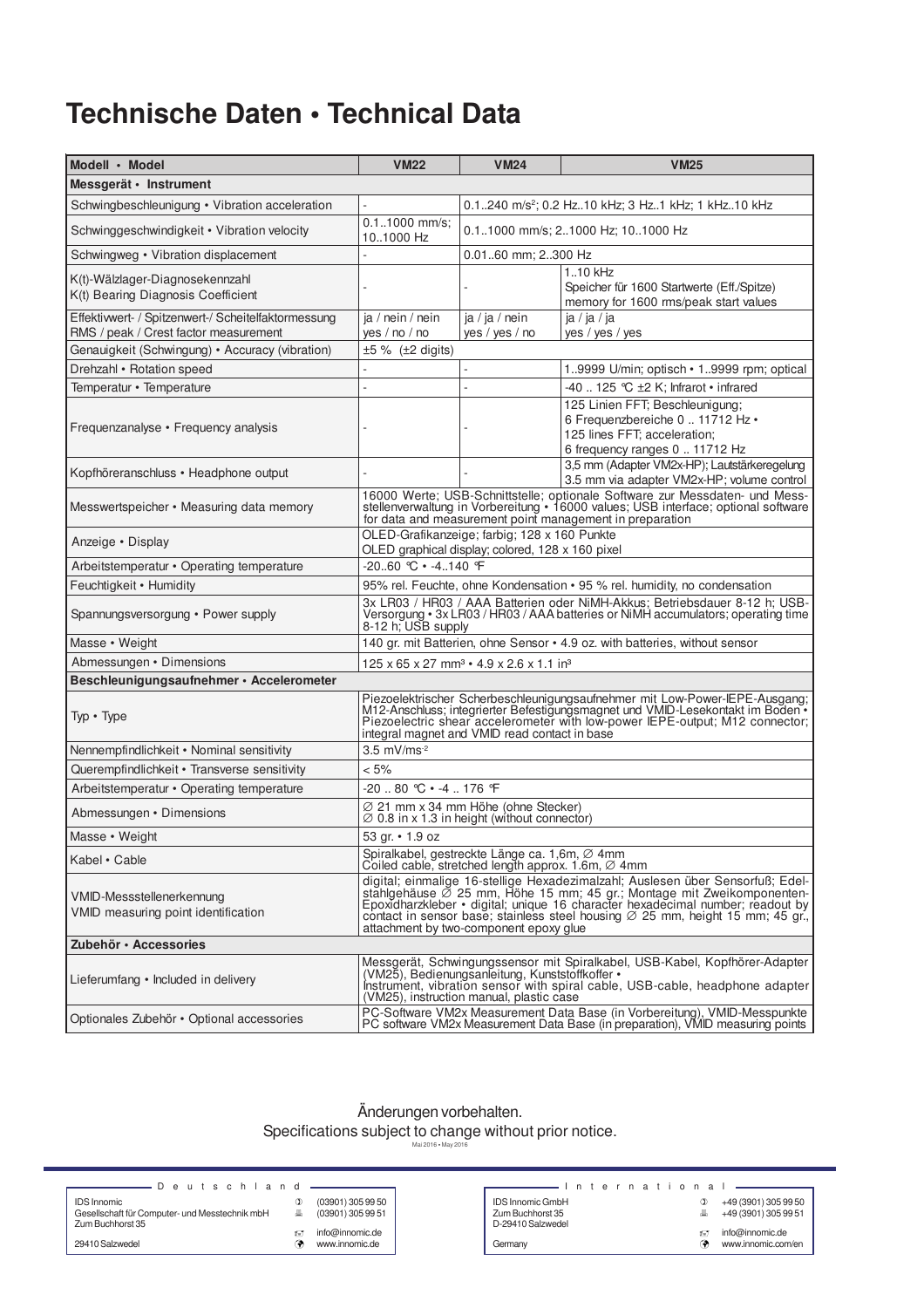# Technische Daten • Technical Data

| Modell • Model | VM22 | VM24 | VM25 |
|---|---|---|---|
| **Messgerät • Instrument** | | | |
| Schwingbeschleunigung • Vibration acceleration | - | 0.1..240 m/s²; 0.2 Hz..10 kHz; 3 Hz..1 kHz; 1 kHz..10 kHz | |
| Schwinggeschwindigkeit • Vibration velocity | 0.1..1000 mm/s; 10..1000 Hz | 0.1..1000 mm/s; 2..1000 Hz; 10..1000 Hz | |
| Schwingweg • Vibration displacement | - | 0.01..60 mm; 2..300 Hz | |
| K(t)-Wälzlager-Diagnosekennzahl<br>K(t) Bearing Diagnosis Coefficient | - | - | 1..10 kHz<br>Speicher für 1600 Startwerte (Eff./Spitze)<br>memory for 1600 rms/peak start values |
| Effektivwert- / Spitzenwert-/ Scheitelfaktormessung<br>RMS / peak / Crest factor measurement | ja / nein / nein<br>yes / no / no | ja / ja / nein<br>yes / yes / no | ja / ja / ja<br>yes / yes / yes |
| Genauigkeit (Schwingung) • Accuracy (vibration) | ±5 % (±2 digits) | | |
| Drehzahl • Rotation speed | - | - | 1..9999 U/min; optisch • 1..9999 rpm; optical |
| Temperatur • Temperature | - | - | -40 .. 125 °C ±2 K; Infrarot • infrared |
| Frequenzanalyse • Frequency analysis | - | - | 125 Linien FFT; Beschleunigung;<br>6 Frequenzbereiche 0 .. 11712 Hz •<br>125 lines FFT; acceleration;<br>6 frequency ranges 0 .. 11712 Hz |
| Kopfhöreranschluss • Headphone output | - | - | 3,5 mm (Adapter VM2x-HP); Lautstärkeregelung<br>3.5 mm via adapter VM2x-HP; volume control |
| Messwertspeicher • Measuring data memory | 16000 Werte; USB-Schnittstelle; optionale Software zur Messdaten- und Messstellenverwaltung in Vorbereitung • 16000 values; USB interface; optional software for data and measurement point management in preparation | | |
| Anzeige • Display | OLED-Grafikanzeige; farbig; 128 x 160 Punkte<br>OLED graphical display; colored, 128 x 160 pixel | | |
| Arbeitstemperatur • Operating temperature | -20..60 °C • -4..140 °F | | |
| Feuchtigkeit • Humidity | 95% rel. Feuchte, ohne Kondensation • 95 % rel. humidity, no condensation | | |
| Spannungsversorgung • Power supply | 3x LR03 / HR03 / AAA Batterien oder NiMH-Akkus; Betriebsdauer 8-12 h; USB-Versorgung • 3x LR03 / HR03 / AAA batteries or NiMH accumulators; operating time 8-12 h; USB supply | | |
| Masse • Weight | 140 gr. mit Batterien, ohne Sensor • 4.9 oz. with batteries, without sensor | | |
| Abmessungen • Dimensions | 125 x 65 x 27 mm³ • 4.9 x 2.6 x 1.1 in³ | | |
| **Beschleunigungsaufnehmer • Accelerometer** | | | |
| Typ • Type | Piezoelektrischer Scherbeschleunigungsaufnehmer mit Low-Power-IEPE-Ausgang; M12-Anschluss; integrierter Befestigungsmagnet und VMID-Lesekontakt im Boden • Piezoelectric shear accelerometer with low-power IEPE-output; M12 connector; integral magnet and VMID read contact in base | | |
| Nennempfindlichkeit • Nominal sensitivity | 3.5 mV/ms⁻² | | |
| Querempfindlichkeit • Transverse sensitivity | < 5% | | |
| Arbeitstemperatur • Operating temperature | -20 .. 80 °C • -4 .. 176 °F | | |
| Abmessungen • Dimensions | ∅ 21 mm x 34 mm Höhe (ohne Stecker)<br>∅ 0.8 in x 1.3 in height (without connector) | | |
| Masse • Weight | 53 gr. • 1.9 oz | | |
| Kabel • Cable | Spiralkabel, gestreckte Länge ca. 1,6m, ∅ 4mm<br>Coiled cable, stretched length approx. 1.6m, ∅ 4mm | | |
| VMID-Messstellenerkennung<br>VMID measuring point identification | digital; einmalige 16-stellige Hexadezimalzahl; Auslesen über Sensorfuß; Edelstahlgehäuse ∅ 25 mm, Höhe 15 mm; 45 gr.; Montage mit Zweikomponenten-Epoxidharzkleber • digital; unique 16 character hexadecimal number; readout by contact in sensor base; stainless steel housing ∅ 25 mm, height 15 mm; 45 gr., attachment by two-component epoxy glue | | |
| **Zubehör • Accessories** | | | |
| Lieferumfang • Included in delivery | Messgerät, Schwingungssensor mit Spiralkabel, USB-Kabel, Kopfhörer-Adapter (VM25), Bedienungsanleitung, Kunststoffkoffer •<br>Instrument, vibration sensor with spiral cable, USB-cable, headphone adapter (VM25), instruction manual, plastic case | | |
| Optionales Zubehör • Optional accessories | PC-Software VM2x Measurement Data Base (in Vorbereitung), VMID-Messpunkte<br>PC software VM2x Measurement Data Base (in preparation), VMID measuring points | | |

Änderungen vorbehalten.
Specifications subject to change without prior notice.

Mai 2016 • May 2016

**Deutschland**

IDS Innomic
Gesellschaft für Computer- und Messtechnik mbH
Zum Buchhorst 35
29410 Salzwedel

(03901) 305 99 50
(03901) 305 99 51
info@innomic.de
www.innomic.de

**International**

IDS Innomic GmbH
Zum Buchhorst 35
D-29410 Salzwedel
Germany

+49 (3901) 305 99 50
+49 (3901) 305 99 51
info@innomic.de
www.innomic.com/en